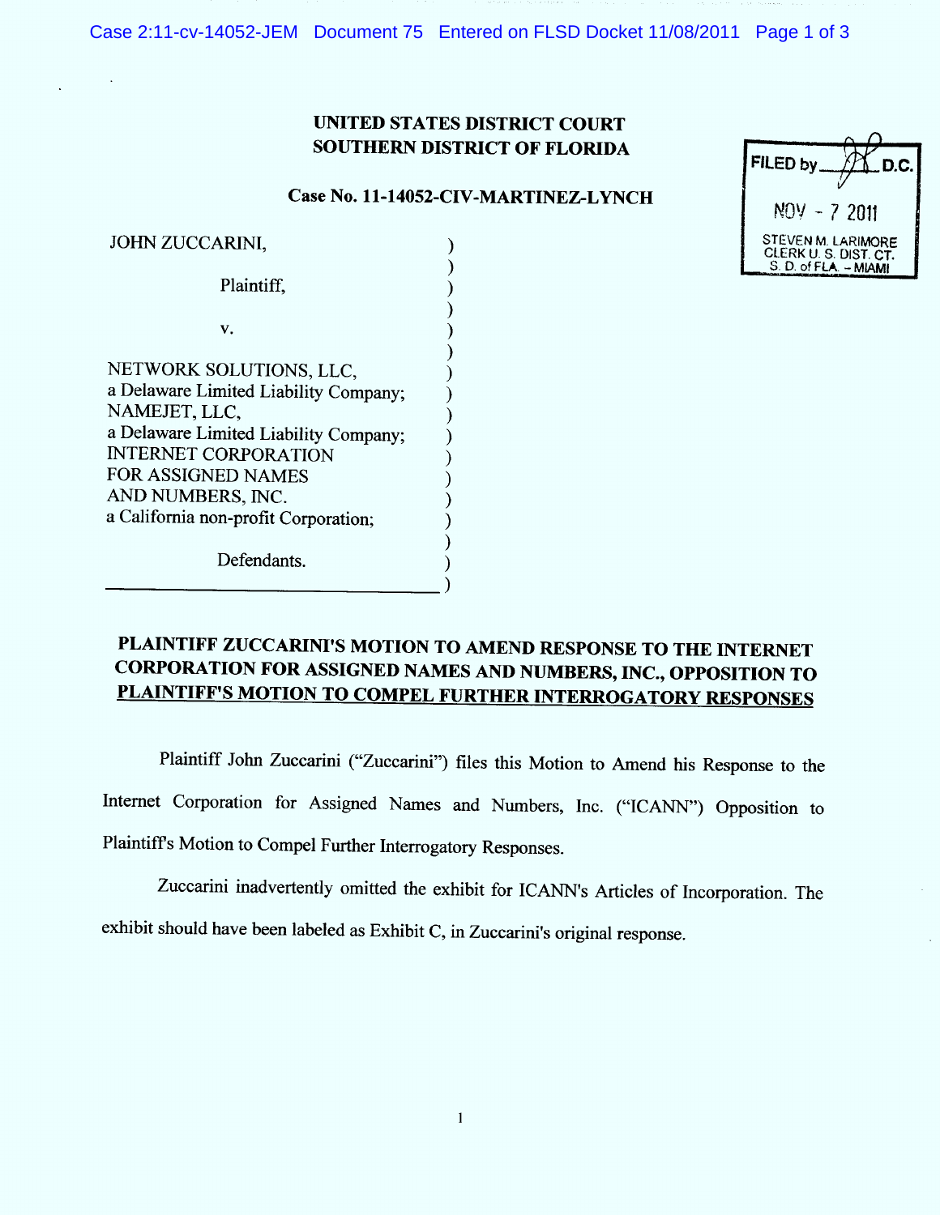UNITED STATES DISTRICT COURT
SOUTHERN DISTRICT OF FLORIDA

FILED by ___ D.C.
NOV - 7 2011
STEVEN M. LARIMORE
CLERK U. S. DIST. CT.
S. D. of FLA. – MIAMI

Case No. 11-14052-CIV-MARTINEZ-LYNCH

JOHN ZUCCARINI,

Plaintiff,

v.

NETWORK SOLUTIONS, LLC,
a Delaware Limited Liability Company;
NAMEJET, LLC,
a Delaware Limited Liability Company;
INTERNET CORPORATION
FOR ASSIGNED NAMES
AND NUMBERS, INC.
a California non-profit Corporation;

Defendants.

## PLAINTIFF ZUCCARINI'S MOTION TO AMEND RESPONSE TO THE INTERNET CORPORATION FOR ASSIGNED NAMES AND NUMBERS, INC., OPPOSITION TO PLAINTIFF'S MOTION TO COMPEL FURTHER INTERROGATORY RESPONSES

Plaintiff John Zuccarini ("Zuccarini") files this Motion to Amend his Response to the Internet Corporation for Assigned Names and Numbers, Inc. ("ICANN") Opposition to Plaintiff's Motion to Compel Further Interrogatory Responses.

Zuccarini inadvertently omitted the exhibit for ICANN's Articles of Incorporation. The exhibit should have been labeled as Exhibit C, in Zuccarini's original response.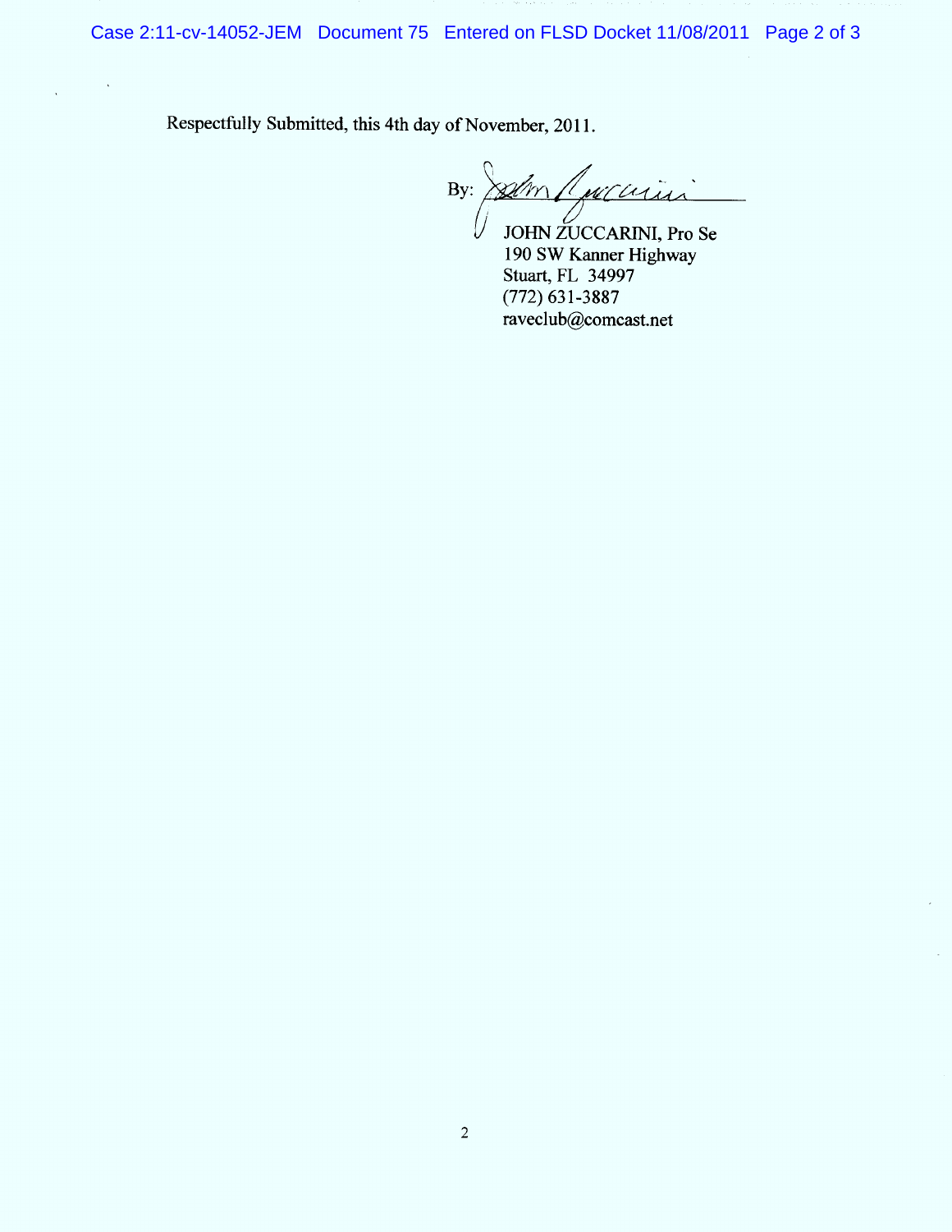Respectfully Submitted, this 4th day of November, 2011.

By: ______________________

JOHN ZUCCARINI, Pro Se
190 SW Kanner Highway
Stuart, FL 34997
(772) 631-3887
raveclub@comcast.net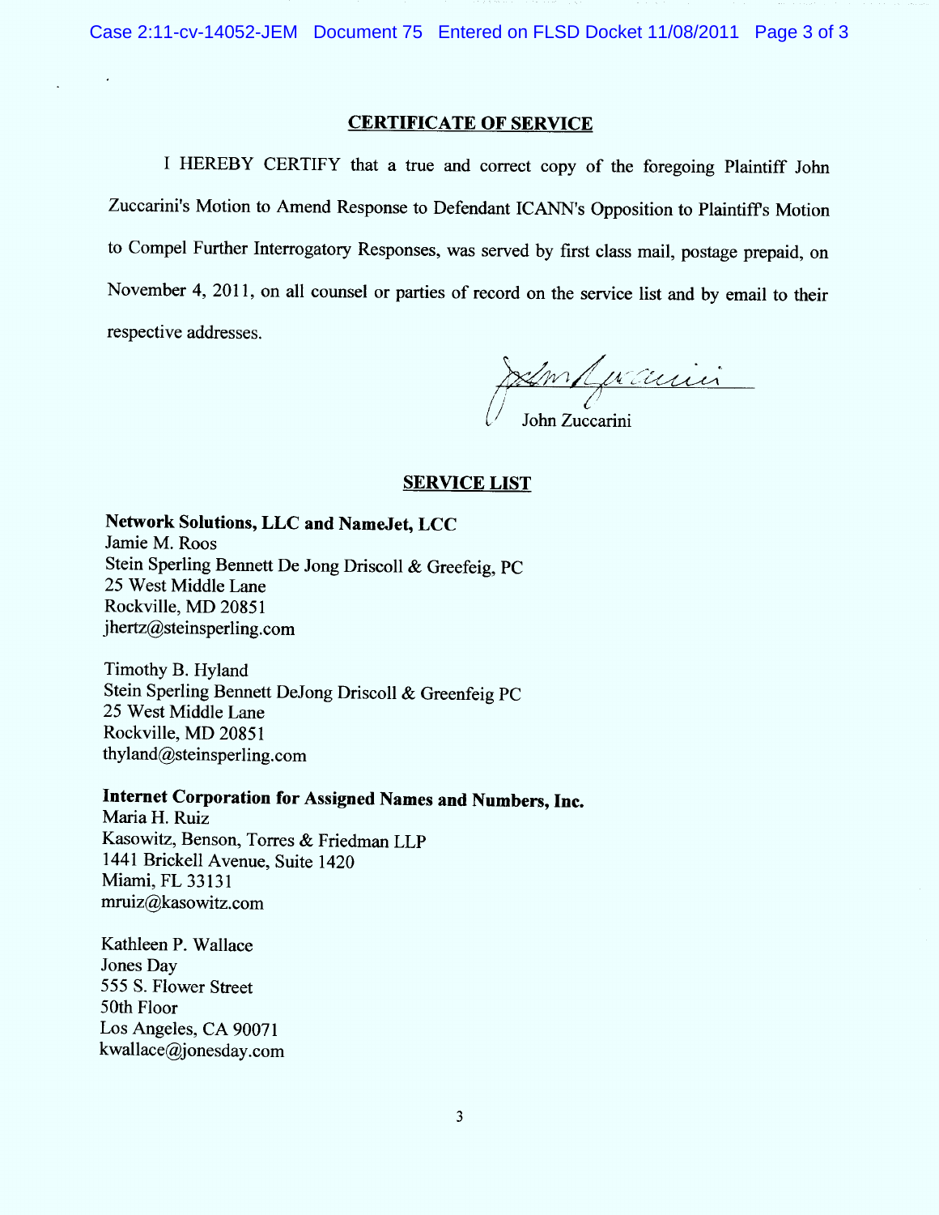## CERTIFICATE OF SERVICE

I HEREBY CERTIFY that a true and correct copy of the foregoing Plaintiff John Zuccarini's Motion to Amend Response to Defendant ICANN's Opposition to Plaintiff's Motion to Compel Further Interrogatory Responses, was served by first class mail, postage prepaid, on November 4, 2011, on all counsel or parties of record on the service list and by email to their respective addresses.

John Zuccarini

## SERVICE LIST

**Network Solutions, LLC and NameJet, LCC**
Jamie M. Roos
Stein Sperling Bennett De Jong Driscoll & Greefeig, PC
25 West Middle Lane
Rockville, MD 20851
jhertz@steinsperling.com

Timothy B. Hyland
Stein Sperling Bennett DeJong Driscoll & Greenfeig PC
25 West Middle Lane
Rockville, MD 20851
thyland@steinsperling.com

**Internet Corporation for Assigned Names and Numbers, Inc.**
Maria H. Ruiz
Kasowitz, Benson, Torres & Friedman LLP
1441 Brickell Avenue, Suite 1420
Miami, FL 33131
mruiz@kasowitz.com

Kathleen P. Wallace
Jones Day
555 S. Flower Street
50th Floor
Los Angeles, CA 90071
kwallace@jonesday.com